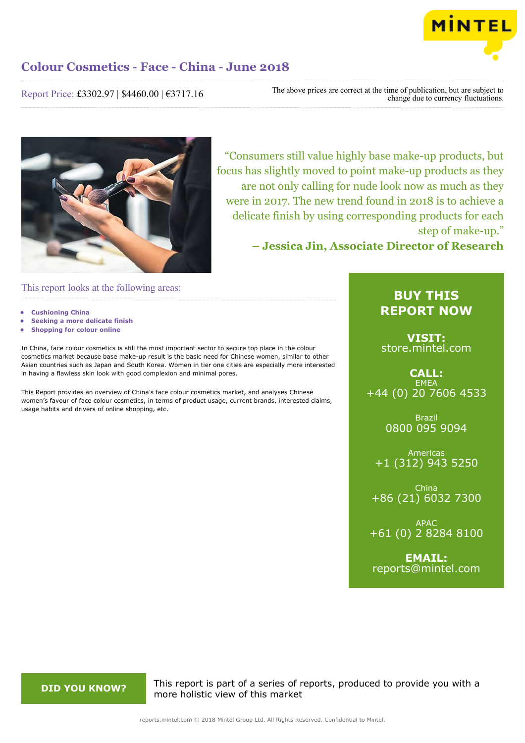# Colour Cosmetics - Face - China - June 2018

Report Price: £3302.97 | $4460.00 | €3717.16

The above prices are correct at the time of publication, but are subject to change due to currency fluctuations.

"Consumers still value highly base make-up products, but focus has slightly moved to point make-up products as they are not only calling for nude look now as much as they were in 2017. The new trend found in 2018 is to achieve a delicate finish by using corresponding products for each step of make-up."

**– Jessica Jin, Associate Director of Research**

## This report looks at the following areas:

- **Cushioning China**
- **Seeking a more delicate finish**
- **Shopping for colour online**

In China, face colour cosmetics is still the most important sector to secure top place in the colour cosmetics market because base make-up result is the basic need for Chinese women, similar to other Asian countries such as Japan and South Korea. Women in tier one cities are especially more interested in having a flawless skin look with good complexion and minimal pores.

This Report provides an overview of China's face colour cosmetics market, and analyses Chinese women's favour of face colour cosmetics, in terms of product usage, current brands, interested claims, usage habits and drivers of online shopping, etc.

## BUY THIS REPORT NOW

**VISIT:**
store.mintel.com

**CALL:**

EMEA
+44 (0) 20 7606 4533

Brazil
0800 095 9094

Americas
+1 (312) 943 5250

China
+86 (21) 6032 7300

APAC
+61 (0) 2 8284 8100

**EMAIL:**
reports@mintel.com

**DID YOU KNOW?**

This report is part of a series of reports, produced to provide you with a more holistic view of this market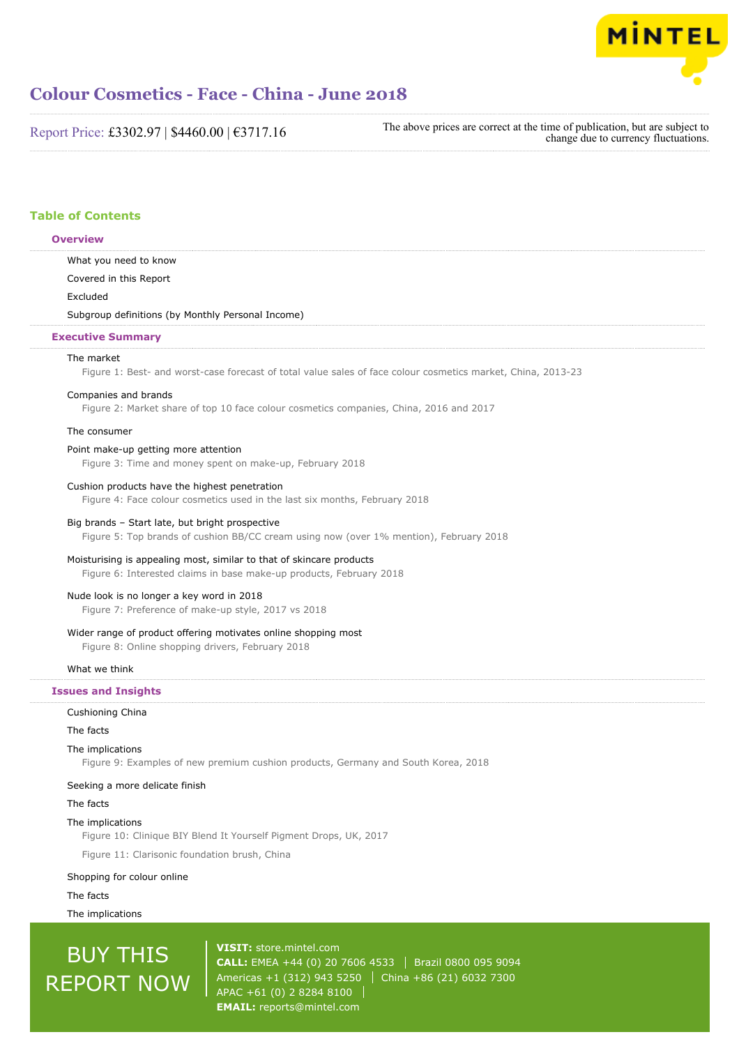# Colour Cosmetics - Face - China - June 2018

Report Price: £3302.97 | $4460.00 | €3717.16

The above prices are correct at the time of publication, but are subject to change due to currency fluctuations.

## Table of Contents

### Overview

What you need to know

Covered in this Report

Excluded

Subgroup definitions (by Monthly Personal Income)

### Executive Summary

The market

Figure 1: Best- and worst-case forecast of total value sales of face colour cosmetics market, China, 2013-23

Companies and brands

Figure 2: Market share of top 10 face colour cosmetics companies, China, 2016 and 2017

The consumer

Point make-up getting more attention

Figure 3: Time and money spent on make-up, February 2018

Cushion products have the highest penetration

Figure 4: Face colour cosmetics used in the last six months, February 2018

Big brands – Start late, but bright prospective

Figure 5: Top brands of cushion BB/CC cream using now (over 1% mention), February 2018

Moisturising is appealing most, similar to that of skincare products

Figure 6: Interested claims in base make-up products, February 2018

Nude look is no longer a key word in 2018

Figure 7: Preference of make-up style, 2017 vs 2018

Wider range of product offering motivates online shopping most

Figure 8: Online shopping drivers, February 2018

What we think

### Issues and Insights

Cushioning China

The facts

The implications

Figure 9: Examples of new premium cushion products, Germany and South Korea, 2018

Seeking a more delicate finish

The facts

The implications

Figure 10: Clinique BIY Blend It Yourself Pigment Drops, UK, 2017

Figure 11: Clarisonic foundation brush, China

Shopping for colour online

The facts

The implications

BUY THIS REPORT NOW

**VISIT:** store.mintel.com

**CALL:** EMEA +44 (0) 20 7606 4533 | Brazil 0800 095 9094

Americas +1 (312) 943 5250 | China +86 (21) 6032 7300

APAC +61 (0) 2 8284 8100

**EMAIL:** reports@mintel.com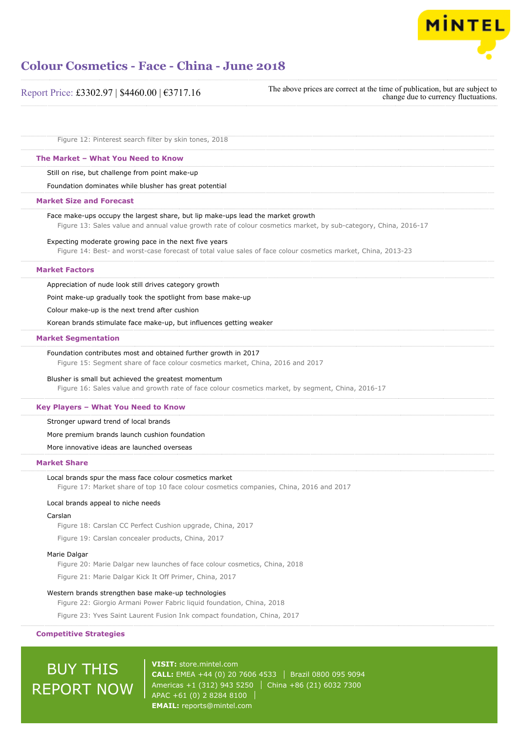Figure 12: Pinterest search filter by skin tones, 2018

## The Market – What You Need to Know

Still on rise, but challenge from point make-up

Foundation dominates while blusher has great potential

## Market Size and Forecast

Face make-ups occupy the largest share, but lip make-ups lead the market growth

Figure 13: Sales value and annual value growth rate of colour cosmetics market, by sub-category, China, 2016-17

Expecting moderate growing pace in the next five years

Figure 14: Best- and worst-case forecast of total value sales of face colour cosmetics market, China, 2013-23

## Market Factors

Appreciation of nude look still drives category growth

Point make-up gradually took the spotlight from base make-up

Colour make-up is the next trend after cushion

Korean brands stimulate face make-up, but influences getting weaker

## Market Segmentation

Foundation contributes most and obtained further growth in 2017

Figure 15: Segment share of face colour cosmetics market, China, 2016 and 2017

Blusher is small but achieved the greatest momentum

Figure 16: Sales value and growth rate of face colour cosmetics market, by segment, China, 2016-17

## Key Players – What You Need to Know

Stronger upward trend of local brands

More premium brands launch cushion foundation

More innovative ideas are launched overseas

## Market Share

Local brands spur the mass face colour cosmetics market

Figure 17: Market share of top 10 face colour cosmetics companies, China, 2016 and 2017

Local brands appeal to niche needs

Carslan

Figure 18: Carslan CC Perfect Cushion upgrade, China, 2017

Figure 19: Carslan concealer products, China, 2017

Marie Dalgar

Figure 20: Marie Dalgar new launches of face colour cosmetics, China, 2018

Figure 21: Marie Dalgar Kick It Off Primer, China, 2017

Western brands strengthen base make-up technologies

Figure 22: Giorgio Armani Power Fabric liquid foundation, China, 2018

Figure 23: Yves Saint Laurent Fusion Ink compact foundation, China, 2017

## Competitive Strategies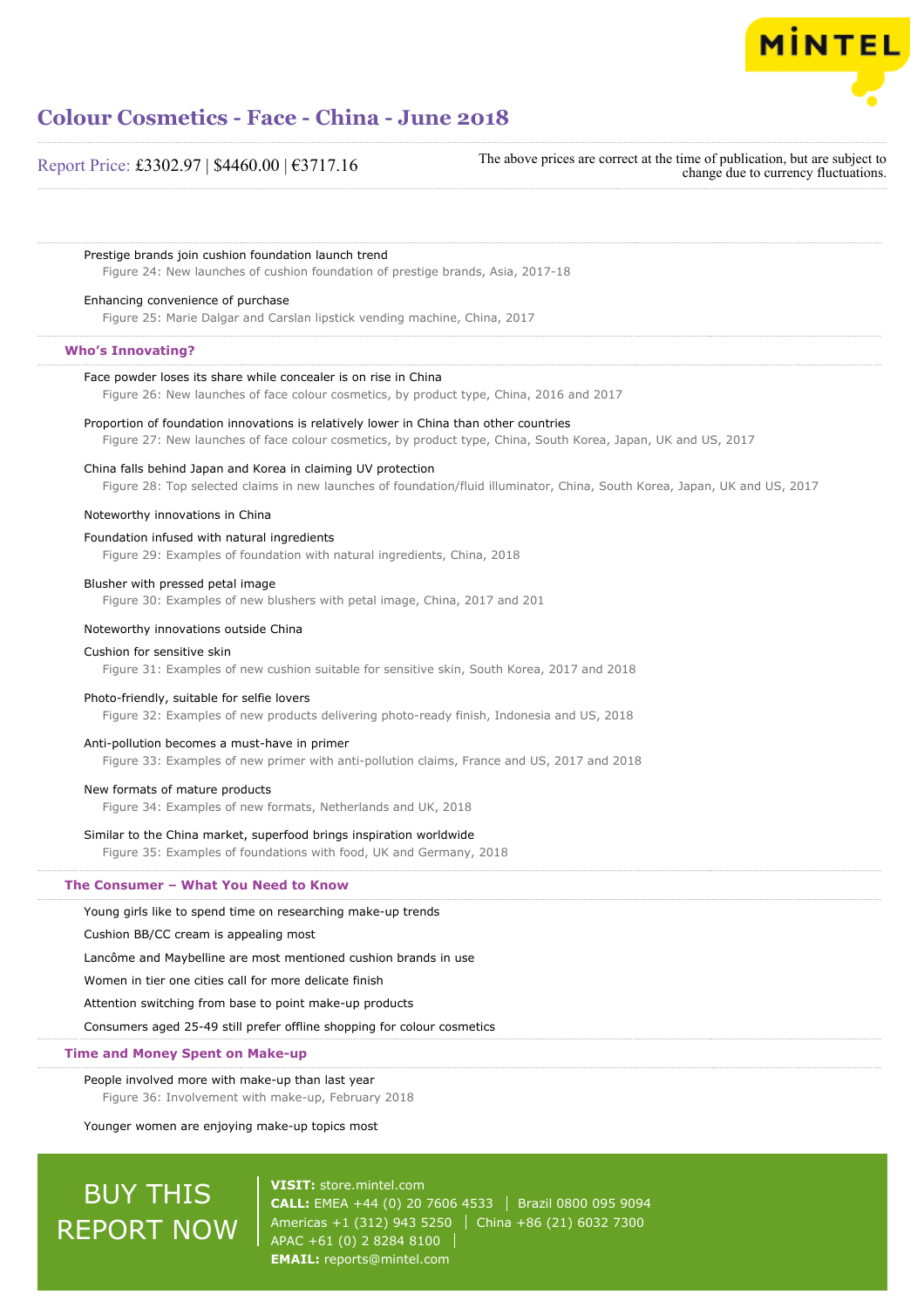Prestige brands join cushion foundation launch trend

Figure 24: New launches of cushion foundation of prestige brands, Asia, 2017-18

Enhancing convenience of purchase

Figure 25: Marie Dalgar and Carslan lipstick vending machine, China, 2017

## Who's Innovating?

Face powder loses its share while concealer is on rise in China

Figure 26: New launches of face colour cosmetics, by product type, China, 2016 and 2017

Proportion of foundation innovations is relatively lower in China than other countries

Figure 27: New launches of face colour cosmetics, by product type, China, South Korea, Japan, UK and US, 2017

China falls behind Japan and Korea in claiming UV protection

Figure 28: Top selected claims in new launches of foundation/fluid illuminator, China, South Korea, Japan, UK and US, 2017

Noteworthy innovations in China

Foundation infused with natural ingredients

Figure 29: Examples of foundation with natural ingredients, China, 2018

Blusher with pressed petal image

Figure 30: Examples of new blushers with petal image, China, 2017 and 201

Noteworthy innovations outside China

Cushion for sensitive skin

Figure 31: Examples of new cushion suitable for sensitive skin, South Korea, 2017 and 2018

Photo-friendly, suitable for selfie lovers

Figure 32: Examples of new products delivering photo-ready finish, Indonesia and US, 2018

Anti-pollution becomes a must-have in primer

Figure 33: Examples of new primer with anti-pollution claims, France and US, 2017 and 2018

New formats of mature products

Figure 34: Examples of new formats, Netherlands and UK, 2018

Similar to the China market, superfood brings inspiration worldwide

Figure 35: Examples of foundations with food, UK and Germany, 2018

## The Consumer – What You Need to Know

Young girls like to spend time on researching make-up trends

Cushion BB/CC cream is appealing most

Lancôme and Maybelline are most mentioned cushion brands in use

Women in tier one cities call for more delicate finish

Attention switching from base to point make-up products

Consumers aged 25-49 still prefer offline shopping for colour cosmetics

## Time and Money Spent on Make-up

People involved more with make-up than last year

Figure 36: Involvement with make-up, February 2018

Younger women are enjoying make-up topics most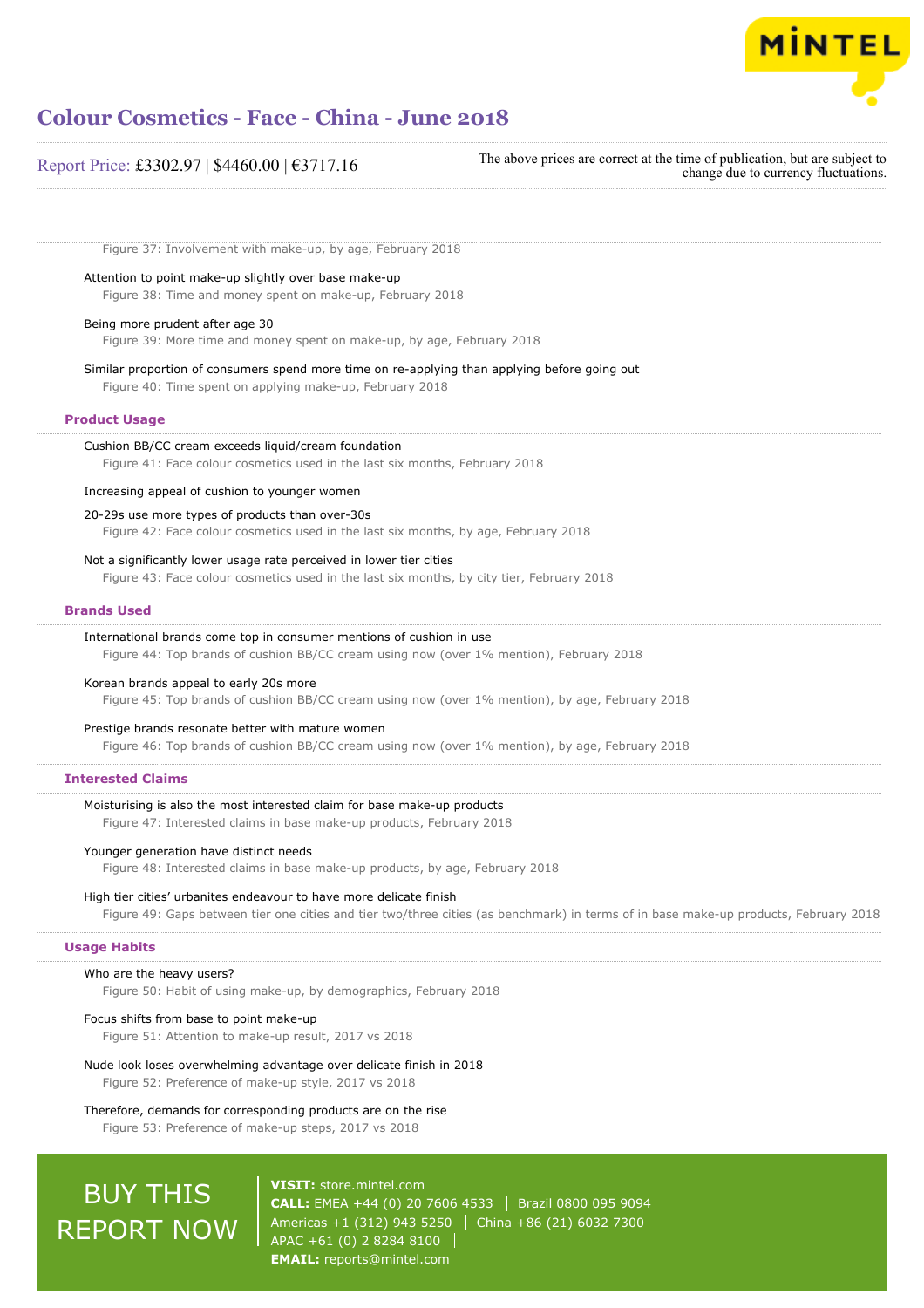Figure 37: Involvement with make-up, by age, February 2018

Attention to point make-up slightly over base make-up

Figure 38: Time and money spent on make-up, February 2018

Being more prudent after age 30

Figure 39: More time and money spent on make-up, by age, February 2018

Similar proportion of consumers spend more time on re-applying than applying before going out

Figure 40: Time spent on applying make-up, February 2018

## Product Usage

Cushion BB/CC cream exceeds liquid/cream foundation

Figure 41: Face colour cosmetics used in the last six months, February 2018

Increasing appeal of cushion to younger women

20-29s use more types of products than over-30s

Figure 42: Face colour cosmetics used in the last six months, by age, February 2018

Not a significantly lower usage rate perceived in lower tier cities

Figure 43: Face colour cosmetics used in the last six months, by city tier, February 2018

## Brands Used

International brands come top in consumer mentions of cushion in use

Figure 44: Top brands of cushion BB/CC cream using now (over 1% mention), February 2018

Korean brands appeal to early 20s more

Figure 45: Top brands of cushion BB/CC cream using now (over 1% mention), by age, February 2018

Prestige brands resonate better with mature women

Figure 46: Top brands of cushion BB/CC cream using now (over 1% mention), by age, February 2018

## Interested Claims

Moisturising is also the most interested claim for base make-up products

Figure 47: Interested claims in base make-up products, February 2018

Younger generation have distinct needs

Figure 48: Interested claims in base make-up products, by age, February 2018

High tier cities' urbanites endeavour to have more delicate finish

Figure 49: Gaps between tier one cities and tier two/three cities (as benchmark) in terms of in base make-up products, February 2018

## Usage Habits

Who are the heavy users?

Figure 50: Habit of using make-up, by demographics, February 2018

Focus shifts from base to point make-up

Figure 51: Attention to make-up result, 2017 vs 2018

Nude look loses overwhelming advantage over delicate finish in 2018

Figure 52: Preference of make-up style, 2017 vs 2018

Therefore, demands for corresponding products are on the rise

Figure 53: Preference of make-up steps, 2017 vs 2018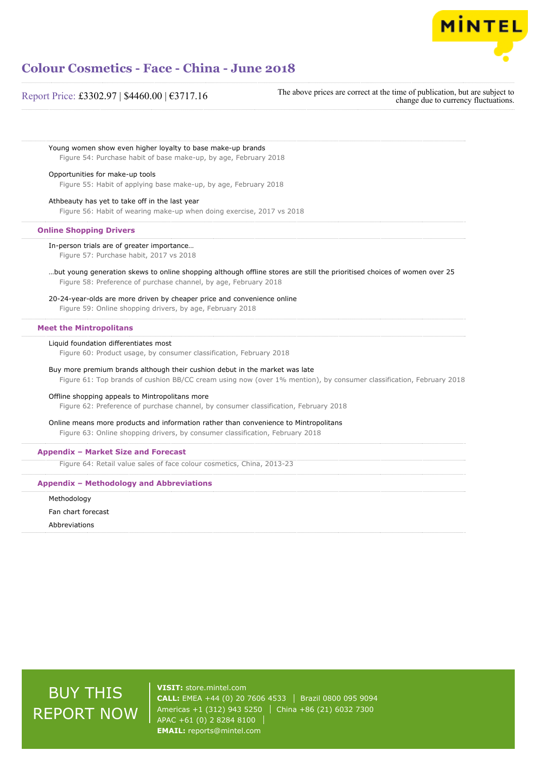Young women show even higher loyalty to base make-up brands

Figure 54: Purchase habit of base make-up, by age, February 2018

Opportunities for make-up tools

Figure 55: Habit of applying base make-up, by age, February 2018

Athbeauty has yet to take off in the last year

Figure 56: Habit of wearing make-up when doing exercise, 2017 vs 2018

## Online Shopping Drivers

In-person trials are of greater importance…

Figure 57: Purchase habit, 2017 vs 2018

…but young generation skews to online shopping although offline stores are still the prioritised choices of women over 25

Figure 58: Preference of purchase channel, by age, February 2018

20-24-year-olds are more driven by cheaper price and convenience online

Figure 59: Online shopping drivers, by age, February 2018

## Meet the Mintropolitans

Liquid foundation differentiates most

Figure 60: Product usage, by consumer classification, February 2018

Buy more premium brands although their cushion debut in the market was late

Figure 61: Top brands of cushion BB/CC cream using now (over 1% mention), by consumer classification, February 2018

Offline shopping appeals to Mintropolitans more

Figure 62: Preference of purchase channel, by consumer classification, February 2018

Online means more products and information rather than convenience to Mintropolitans

Figure 63: Online shopping drivers, by consumer classification, February 2018

## Appendix – Market Size and Forecast

Figure 64: Retail value sales of face colour cosmetics, China, 2013-23

## Appendix – Methodology and Abbreviations

Methodology

Fan chart forecast

Abbreviations

BUY THIS REPORT NOW

**VISIT:** store.mintel.com
**CALL:** EMEA +44 (0) 20 7606 4533 | Brazil 0800 095 9094
Americas +1 (312) 943 5250 | China +86 (21) 6032 7300
APAC +61 (0) 2 8284 8100
**EMAIL:** reports@mintel.com